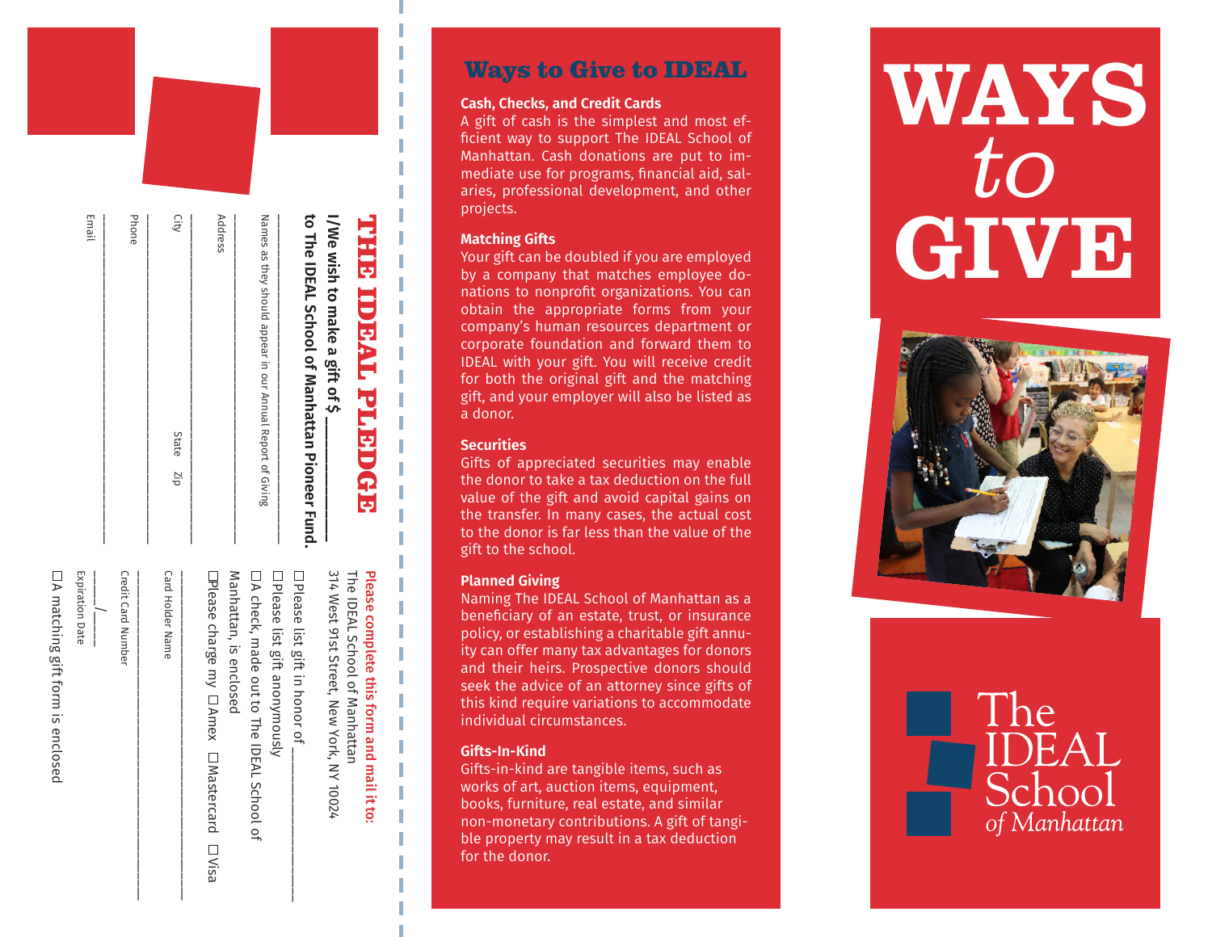# WAYS *to* GIVE

The IDEAL School *of Manhattan*

## Ways to Give to IDEAL

**Cash, Checks, and Credit Cards**
A gift of cash is the simplest and most efficient way to support The IDEAL School of Manhattan. Cash donations are put to immediate use for programs, financial aid, salaries, professional development, and other projects.

**Matching Gifts**
Your gift can be doubled if you are employed by a company that matches employee donations to nonprofit organizations. You can obtain the appropriate forms from your company's human resources department or corporate foundation and forward them to IDEAL with your gift. You will receive credit for both the original gift and the matching gift, and your employer will also be listed as a donor.

**Securities**
Gifts of appreciated securities may enable the donor to take a tax deduction on the full value of the gift and avoid capital gains on the transfer. In many cases, the actual cost to the donor is far less than the value of the gift to the school.

**Planned Giving**
Naming The IDEAL School of Manhattan as a beneficiary of an estate, trust, or insurance policy, or establishing a charitable gift annuity can offer many tax advantages for donors and their heirs. Prospective donors should seek the advice of an attorney since gifts of this kind require variations to accommodate individual circumstances.

**Gifts-In-Kind**
Gifts-in-kind are tangible items, such as works of art, auction items, equipment, books, furniture, real estate, and similar non-monetary contributions. A gift of tangible property may result in a tax deduction for the donor.

## THE IDEAL PLEDGE

**I/We wish to make a gift of $ ____________**
**to The IDEAL School of Manhattan Pioneer Fund.**

______________________________
Names as they should appear in our Annual Report of Giving

______________________________
Address

______________________________
City State Zip

______________________________
Phone

______________________________
Email

**Please complete this form and mail it to:**
The IDEAL School of Manhattan
314 West 91st Street, New York, NY 10024

☐ Please list gift in honor of ____________
☐ Please list gift anonymously
☐ A check, made out to The IDEAL School of Manhattan, is enclosed
☐ Please charge my ☐ Amex ☐ Mastercard ☐ Visa

______________________________
Card Holder Name

______________________________
Credit Card Number

____ / ____
Expiration Date

☐ A matching gift form is enclosed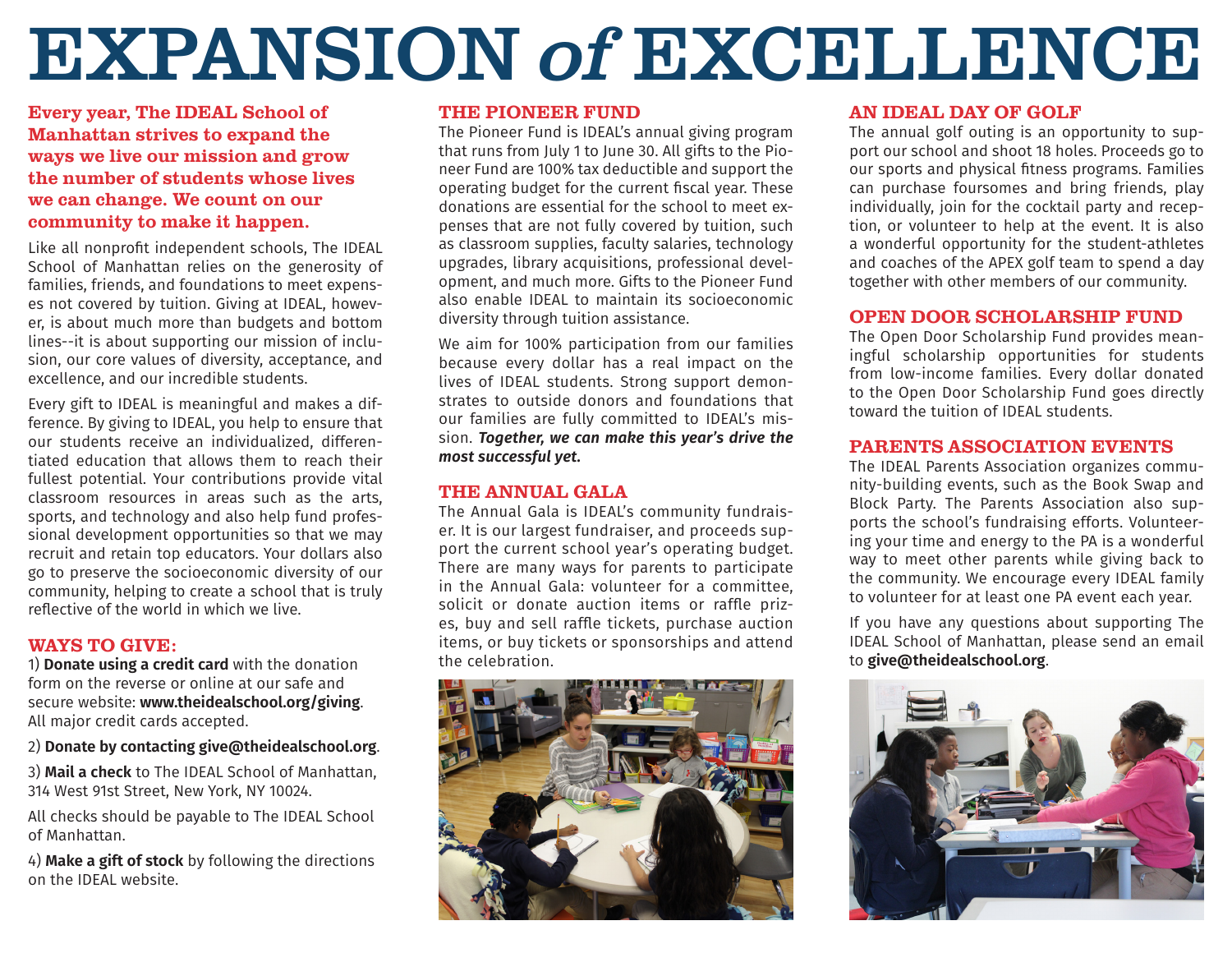# EXPANSION *of* EXCELLENCE

**Every year, The IDEAL School of Manhattan strives to expand the ways we live our mission and grow the number of students whose lives we can change. We count on our community to make it happen.**

Like all nonprofit independent schools, The IDEAL School of Manhattan relies on the generosity of families, friends, and foundations to meet expenses not covered by tuition. Giving at IDEAL, however, is about much more than budgets and bottom lines--it is about supporting our mission of inclusion, our core values of diversity, acceptance, and excellence, and our incredible students.

Every gift to IDEAL is meaningful and makes a difference. By giving to IDEAL, you help to ensure that our students receive an individualized, differentiated education that allows them to reach their fullest potential. Your contributions provide vital classroom resources in areas such as the arts, sports, and technology and also help fund professional development opportunities so that we may recruit and retain top educators. Your dollars also go to preserve the socioeconomic diversity of our community, helping to create a school that is truly reflective of the world in which we live.

## WAYS TO GIVE:

1) **Donate using a credit card** with the donation form on the reverse or online at our safe and secure website: **www.theidealschool.org/giving**. All major credit cards accepted.

2) **Donate by contacting give@theidealschool.org**.

3) **Mail a check** to The IDEAL School of Manhattan, 314 West 91st Street, New York, NY 10024.

All checks should be payable to The IDEAL School of Manhattan.

4) **Make a gift of stock** by following the directions on the IDEAL website.

## THE PIONEER FUND

The Pioneer Fund is IDEAL's annual giving program that runs from July 1 to June 30. All gifts to the Pioneer Fund are 100% tax deductible and support the operating budget for the current fiscal year. These donations are essential for the school to meet expenses that are not fully covered by tuition, such as classroom supplies, faculty salaries, technology upgrades, library acquisitions, professional development, and much more. Gifts to the Pioneer Fund also enable IDEAL to maintain its socioeconomic diversity through tuition assistance.

We aim for 100% participation from our families because every dollar has a real impact on the lives of IDEAL students. Strong support demonstrates to outside donors and foundations that our families are fully committed to IDEAL's mission. ***Together, we can make this year's drive the most successful yet.***

## THE ANNUAL GALA

The Annual Gala is IDEAL's community fundraiser. It is our largest fundraiser, and proceeds support the current school year's operating budget. There are many ways for parents to participate in the Annual Gala: volunteer for a committee, solicit or donate auction items or raffle prizes, buy and sell raffle tickets, purchase auction items, or buy tickets or sponsorships and attend the celebration.

## AN IDEAL DAY OF GOLF

The annual golf outing is an opportunity to support our school and shoot 18 holes. Proceeds go to our sports and physical fitness programs. Families can purchase foursomes and bring friends, play individually, join for the cocktail party and reception, or volunteer to help at the event. It is also a wonderful opportunity for the student-athletes and coaches of the APEX golf team to spend a day together with other members of our community.

## OPEN DOOR SCHOLARSHIP FUND

The Open Door Scholarship Fund provides meaningful scholarship opportunities for students from low-income families. Every dollar donated to the Open Door Scholarship Fund goes directly toward the tuition of IDEAL students.

## PARENTS ASSOCIATION EVENTS

The IDEAL Parents Association organizes community-building events, such as the Book Swap and Block Party. The Parents Association also supports the school's fundraising efforts. Volunteering your time and energy to the PA is a wonderful way to meet other parents while giving back to the community. We encourage every IDEAL family to volunteer for at least one PA event each year.

If you have any questions about supporting The IDEAL School of Manhattan, please send an email to **give@theidealschool.org**.